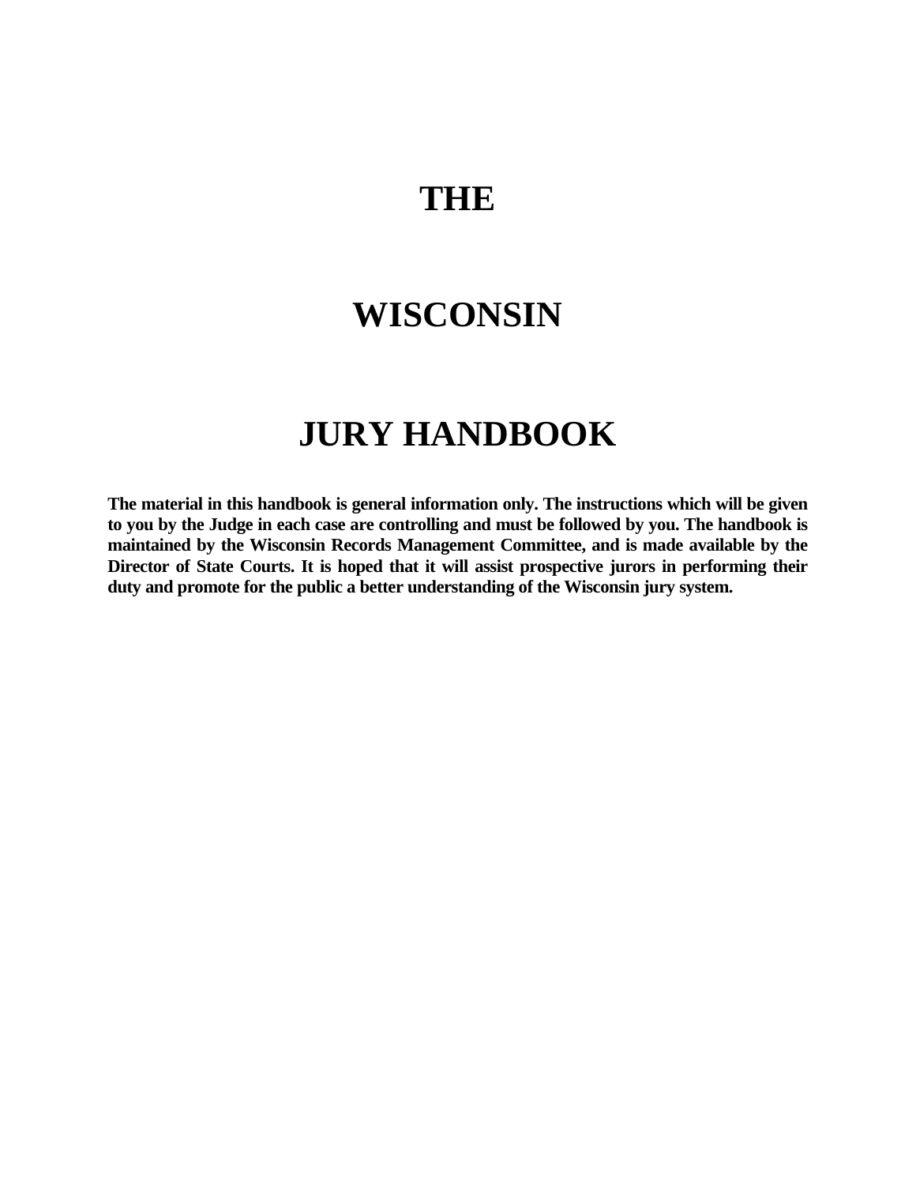# THE

# WISCONSIN

# JURY HANDBOOK

**The material in this handbook is general information only. The instructions which will be given to you by the Judge in each case are controlling and must be followed by you. The handbook is maintained by the Wisconsin Records Management Committee, and is made available by the Director of State Courts. It is hoped that it will assist prospective jurors in performing their duty and promote for the public a better understanding of the Wisconsin jury system.**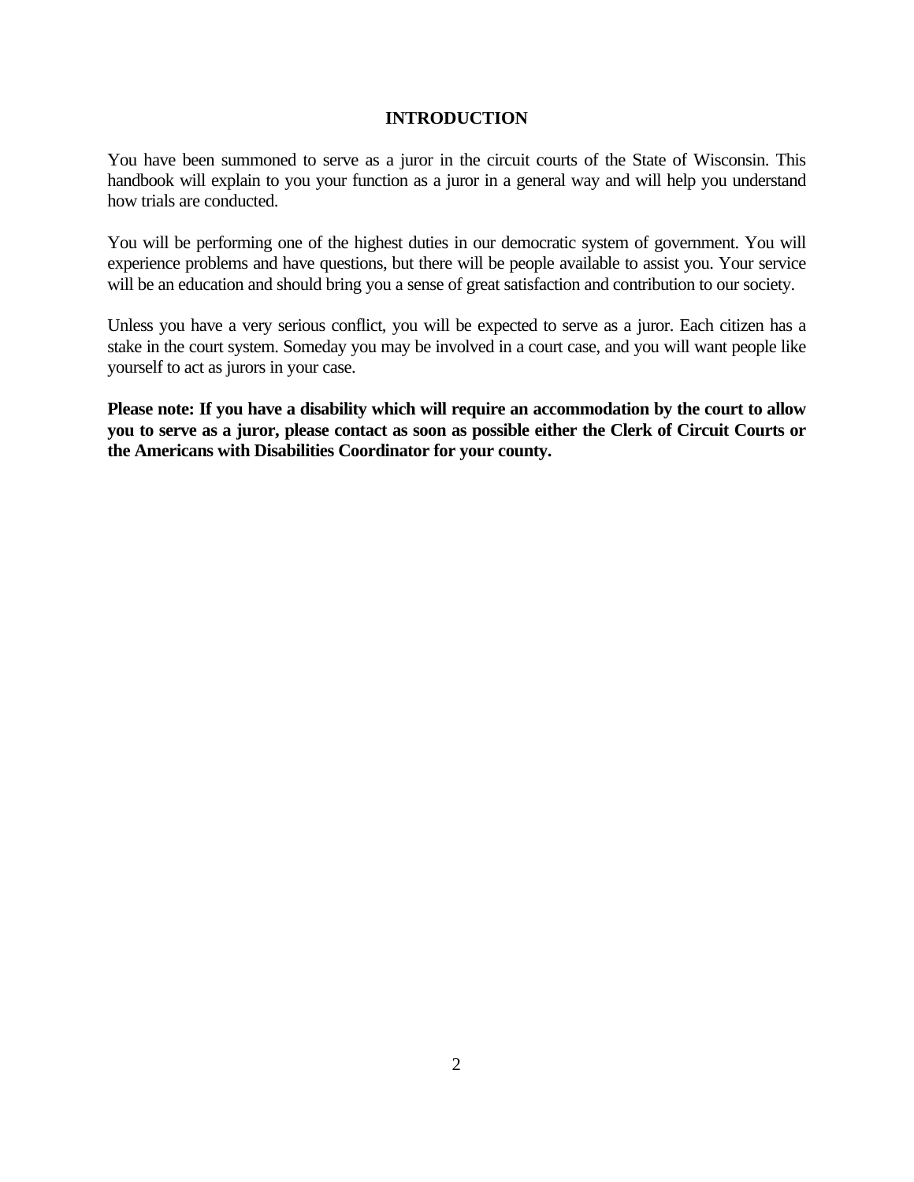# INTRODUCTION

You have been summoned to serve as a juror in the circuit courts of the State of Wisconsin. This handbook will explain to you your function as a juror in a general way and will help you understand how trials are conducted.

You will be performing one of the highest duties in our democratic system of government. You will experience problems and have questions, but there will be people available to assist you. Your service will be an education and should bring you a sense of great satisfaction and contribution to our society.

Unless you have a very serious conflict, you will be expected to serve as a juror. Each citizen has a stake in the court system. Someday you may be involved in a court case, and you will want people like yourself to act as jurors in your case.

**Please note: If you have a disability which will require an accommodation by the court to allow you to serve as a juror, please contact as soon as possible either the Clerk of Circuit Courts or the Americans with Disabilities Coordinator for your county.**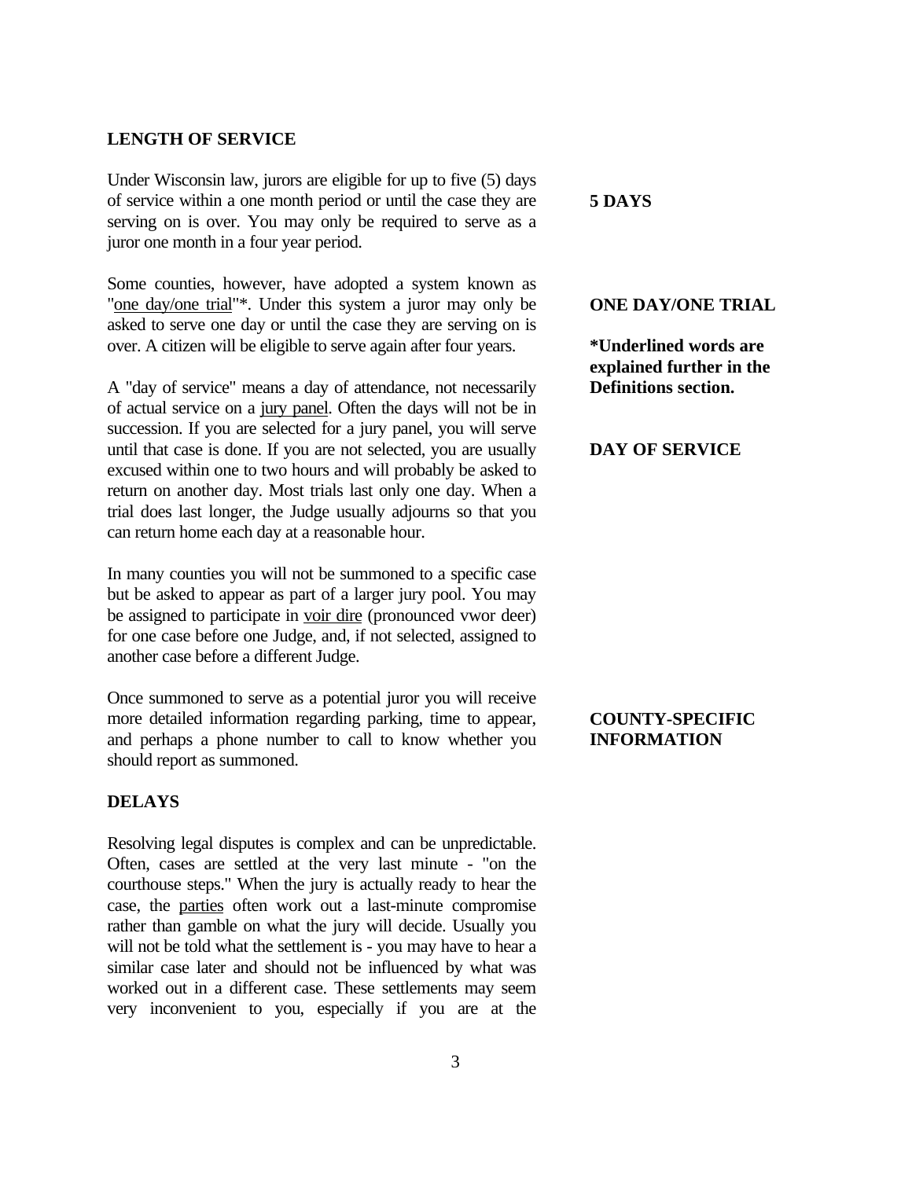## LENGTH OF SERVICE

**5 DAYS**

Under Wisconsin law, jurors are eligible for up to five (5) days of service within a one month period or until the case they are serving on is over. You may only be required to serve as a juror one month in a four year period.

**ONE DAY/ONE TRIAL**

Some counties, however, have adopted a system known as "<u>one day/one trial</u>"*. Under this system a juror may only be asked to serve one day or until the case they are serving on is over. A citizen will be eligible to serve again after four years.

***Underlined words are explained further in the Definitions section.**

**DAY OF SERVICE**

A "day of service" means a day of attendance, not necessarily of actual service on a <u>jury panel</u>. Often the days will not be in succession. If you are selected for a jury panel, you will serve until that case is done. If you are not selected, you are usually excused within one to two hours and will probably be asked to return on another day. Most trials last only one day. When a trial does last longer, the Judge usually adjourns so that you can return home each day at a reasonable hour.

In many counties you will not be summoned to a specific case but be asked to appear as part of a larger jury pool. You may be assigned to participate in <u>voir dire</u> (pronounced vwor deer) for one case before one Judge, and, if not selected, assigned to another case before a different Judge.

**COUNTY-SPECIFIC INFORMATION**

Once summoned to serve as a potential juror you will receive more detailed information regarding parking, time to appear, and perhaps a phone number to call to know whether you should report as summoned.

## DELAYS

Resolving legal disputes is complex and can be unpredictable. Often, cases are settled at the very last minute - "on the courthouse steps." When the jury is actually ready to hear the case, the <u>parties</u> often work out a last-minute compromise rather than gamble on what the jury will decide. Usually you will not be told what the settlement is - you may have to hear a similar case later and should not be influenced by what was worked out in a different case. These settlements may seem very inconvenient to you, especially if you are at the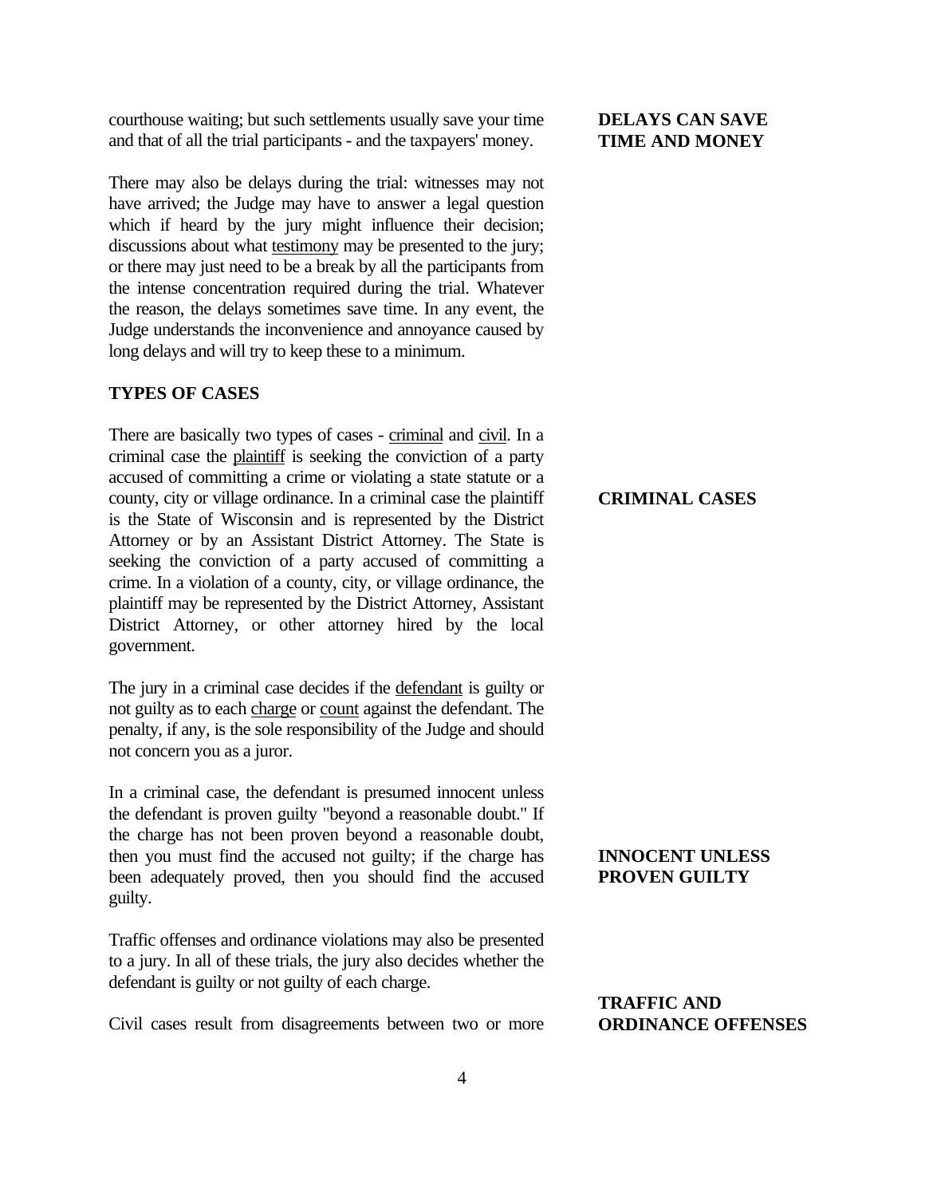courthouse waiting; but such settlements usually save your time and that of all the trial participants - and the taxpayers' money.

**DELAYS CAN SAVE TIME AND MONEY**

There may also be delays during the trial: witnesses may not have arrived; the Judge may have to answer a legal question which if heard by the jury might influence their decision; discussions about what testimony may be presented to the jury; or there may just need to be a break by all the participants from the intense concentration required during the trial. Whatever the reason, the delays sometimes save time. In any event, the Judge understands the inconvenience and annoyance caused by long delays and will try to keep these to a minimum.

## TYPES OF CASES

**CRIMINAL CASES**

There are basically two types of cases - criminal and civil. In a criminal case the plaintiff is seeking the conviction of a party accused of committing a crime or violating a state statute or a county, city or village ordinance. In a criminal case the plaintiff is the State of Wisconsin and is represented by the District Attorney or by an Assistant District Attorney. The State is seeking the conviction of a party accused of committing a crime. In a violation of a county, city, or village ordinance, the plaintiff may be represented by the District Attorney, Assistant District Attorney, or other attorney hired by the local government.

The jury in a criminal case decides if the defendant is guilty or not guilty as to each charge or count against the defendant. The penalty, if any, is the sole responsibility of the Judge and should not concern you as a juror.

**INNOCENT UNLESS PROVEN GUILTY**

In a criminal case, the defendant is presumed innocent unless the defendant is proven guilty "beyond a reasonable doubt." If the charge has not been proven beyond a reasonable doubt, then you must find the accused not guilty; if the charge has been adequately proved, then you should find the accused guilty.

**TRAFFIC AND ORDINANCE OFFENSES**

Traffic offenses and ordinance violations may also be presented to a jury. In all of these trials, the jury also decides whether the defendant is guilty or not guilty of each charge.

Civil cases result from disagreements between two or more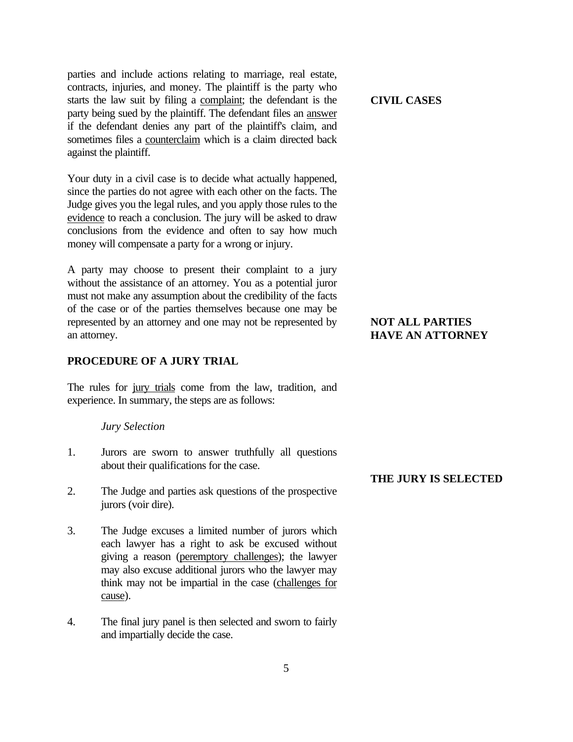**CIVIL CASES**

parties and include actions relating to marriage, real estate, contracts, injuries, and money. The plaintiff is the party who starts the law suit by filing a complaint; the defendant is the party being sued by the plaintiff. The defendant files an answer if the defendant denies any part of the plaintiff's claim, and sometimes files a counterclaim which is a claim directed back against the plaintiff.

Your duty in a civil case is to decide what actually happened, since the parties do not agree with each other on the facts. The Judge gives you the legal rules, and you apply those rules to the evidence to reach a conclusion. The jury will be asked to draw conclusions from the evidence and often to say how much money will compensate a party for a wrong or injury.

**NOT ALL PARTIES HAVE AN ATTORNEY**

A party may choose to present their complaint to a jury without the assistance of an attorney. You as a potential juror must not make any assumption about the credibility of the facts of the case or of the parties themselves because one may be represented by an attorney and one may not be represented by an attorney.

## PROCEDURE OF A JURY TRIAL

The rules for jury trials come from the law, tradition, and experience. In summary, the steps are as follows:

*Jury Selection*

**THE JURY IS SELECTED**

1. Jurors are sworn to answer truthfully all questions about their qualifications for the case.

2. The Judge and parties ask questions of the prospective jurors (voir dire).

3. The Judge excuses a limited number of jurors which each lawyer has a right to ask be excused without giving a reason (peremptory challenges); the lawyer may also excuse additional jurors who the lawyer may think may not be impartial in the case (challenges for cause).

4. The final jury panel is then selected and sworn to fairly and impartially decide the case.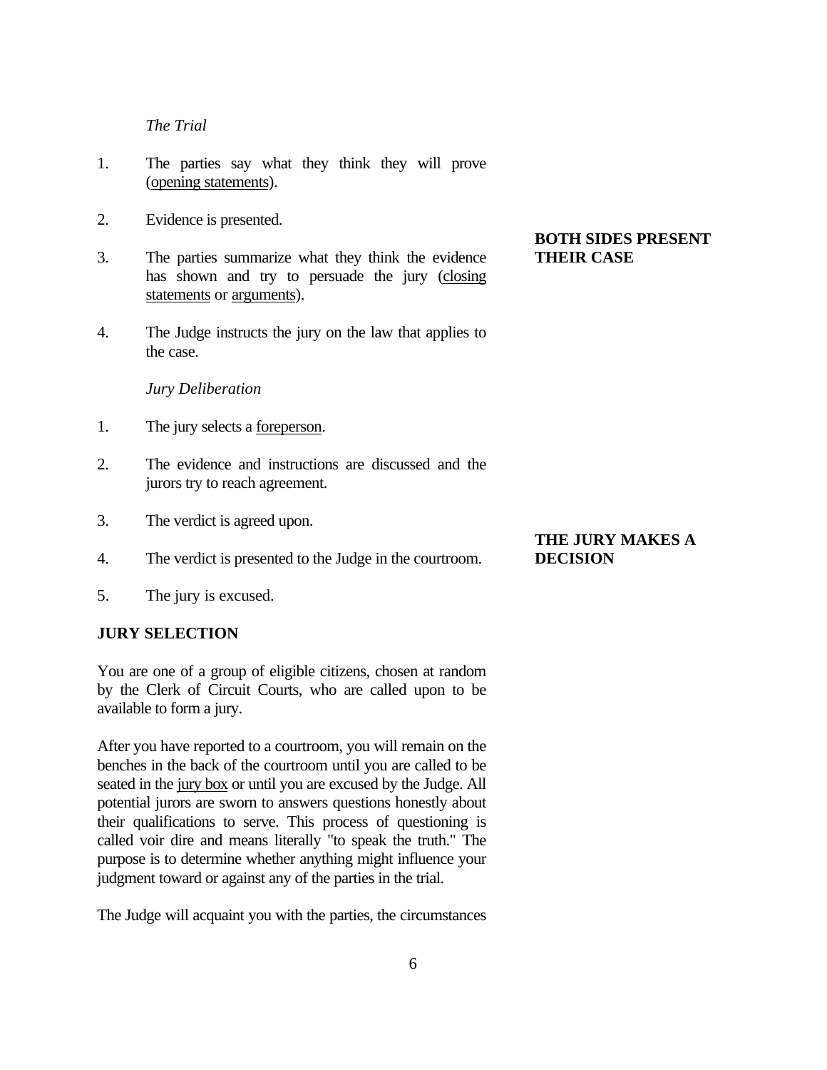*The Trial*

1. The parties say what they think they will prove (opening statements).

2. Evidence is presented.

3. The parties summarize what they think the evidence has shown and try to persuade the jury (closing statements or arguments).

4. The Judge instructs the jury on the law that applies to the case.

**BOTH SIDES PRESENT THEIR CASE**

*Jury Deliberation*

1. The jury selects a foreperson.

2. The evidence and instructions are discussed and the jurors try to reach agreement.

3. The verdict is agreed upon.

4. The verdict is presented to the Judge in the courtroom.

5. The jury is excused.

**THE JURY MAKES A DECISION**

**JURY SELECTION**

You are one of a group of eligible citizens, chosen at random by the Clerk of Circuit Courts, who are called upon to be available to form a jury.

After you have reported to a courtroom, you will remain on the benches in the back of the courtroom until you are called to be seated in the jury box or until you are excused by the Judge. All potential jurors are sworn to answers questions honestly about their qualifications to serve. This process of questioning is called voir dire and means literally "to speak the truth." The purpose is to determine whether anything might influence your judgment toward or against any of the parties in the trial.

The Judge will acquaint you with the parties, the circumstances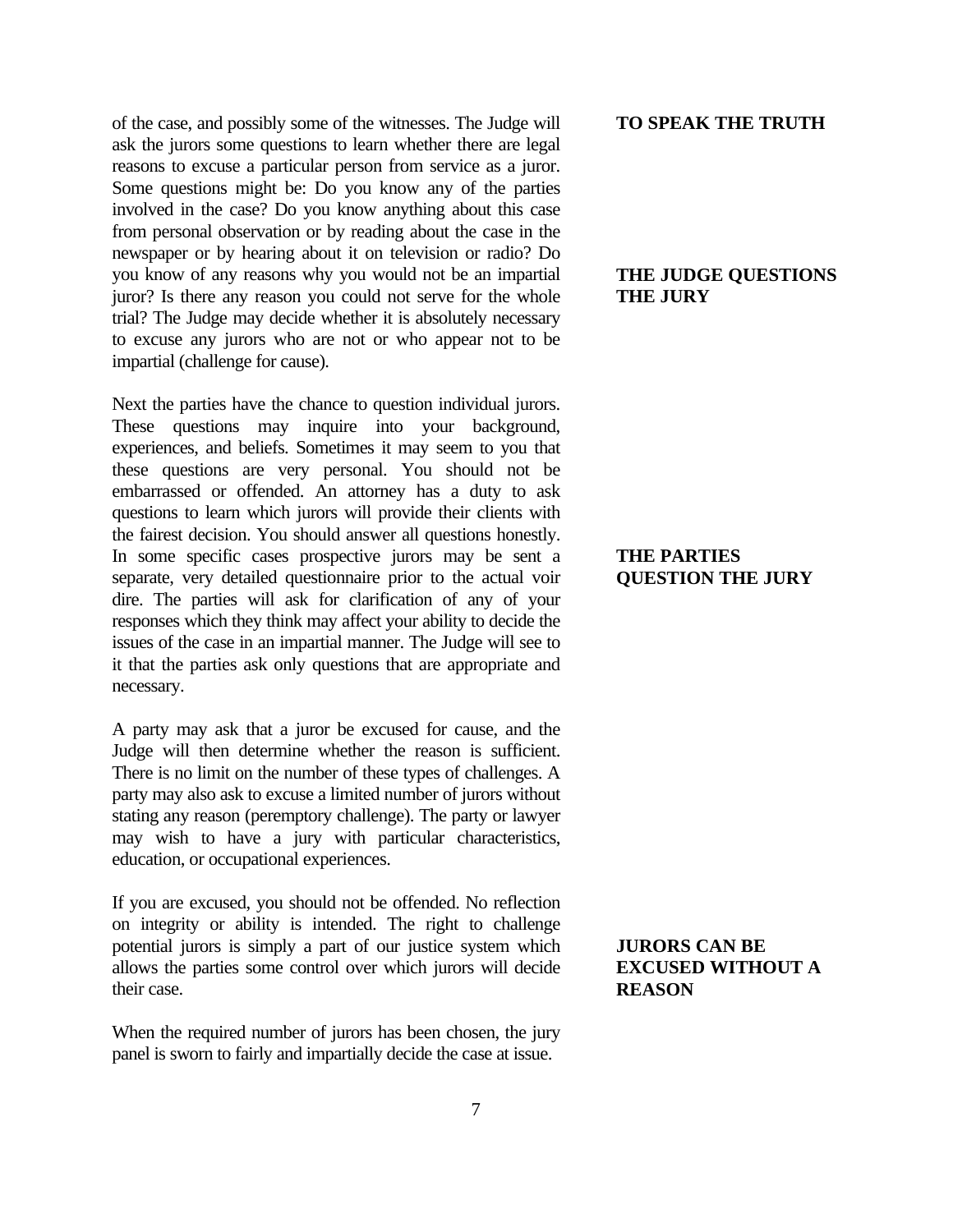of the case, and possibly some of the witnesses. The Judge will ask the jurors some questions to learn whether there are legal reasons to excuse a particular person from service as a juror. Some questions might be: Do you know any of the parties involved in the case? Do you know anything about this case from personal observation or by reading about the case in the newspaper or by hearing about it on television or radio? Do you know of any reasons why you would not be an impartial juror? Is there any reason you could not serve for the whole trial? The Judge may decide whether it is absolutely necessary to excuse any jurors who are not or who appear not to be impartial (challenge for cause).

**TO SPEAK THE TRUTH**

**THE JUDGE QUESTIONS THE JURY**

Next the parties have the chance to question individual jurors. These questions may inquire into your background, experiences, and beliefs. Sometimes it may seem to you that these questions are very personal. You should not be embarrassed or offended. An attorney has a duty to ask questions to learn which jurors will provide their clients with the fairest decision. You should answer all questions honestly. In some specific cases prospective jurors may be sent a separate, very detailed questionnaire prior to the actual voir dire. The parties will ask for clarification of any of your responses which they think may affect your ability to decide the issues of the case in an impartial manner. The Judge will see to it that the parties ask only questions that are appropriate and necessary.

**THE PARTIES QUESTION THE JURY**

A party may ask that a juror be excused for cause, and the Judge will then determine whether the reason is sufficient. There is no limit on the number of these types of challenges. A party may also ask to excuse a limited number of jurors without stating any reason (peremptory challenge). The party or lawyer may wish to have a jury with particular characteristics, education, or occupational experiences.

If you are excused, you should not be offended. No reflection on integrity or ability is intended. The right to challenge potential jurors is simply a part of our justice system which allows the parties some control over which jurors will decide their case.

**JURORS CAN BE EXCUSED WITHOUT A REASON**

When the required number of jurors has been chosen, the jury panel is sworn to fairly and impartially decide the case at issue.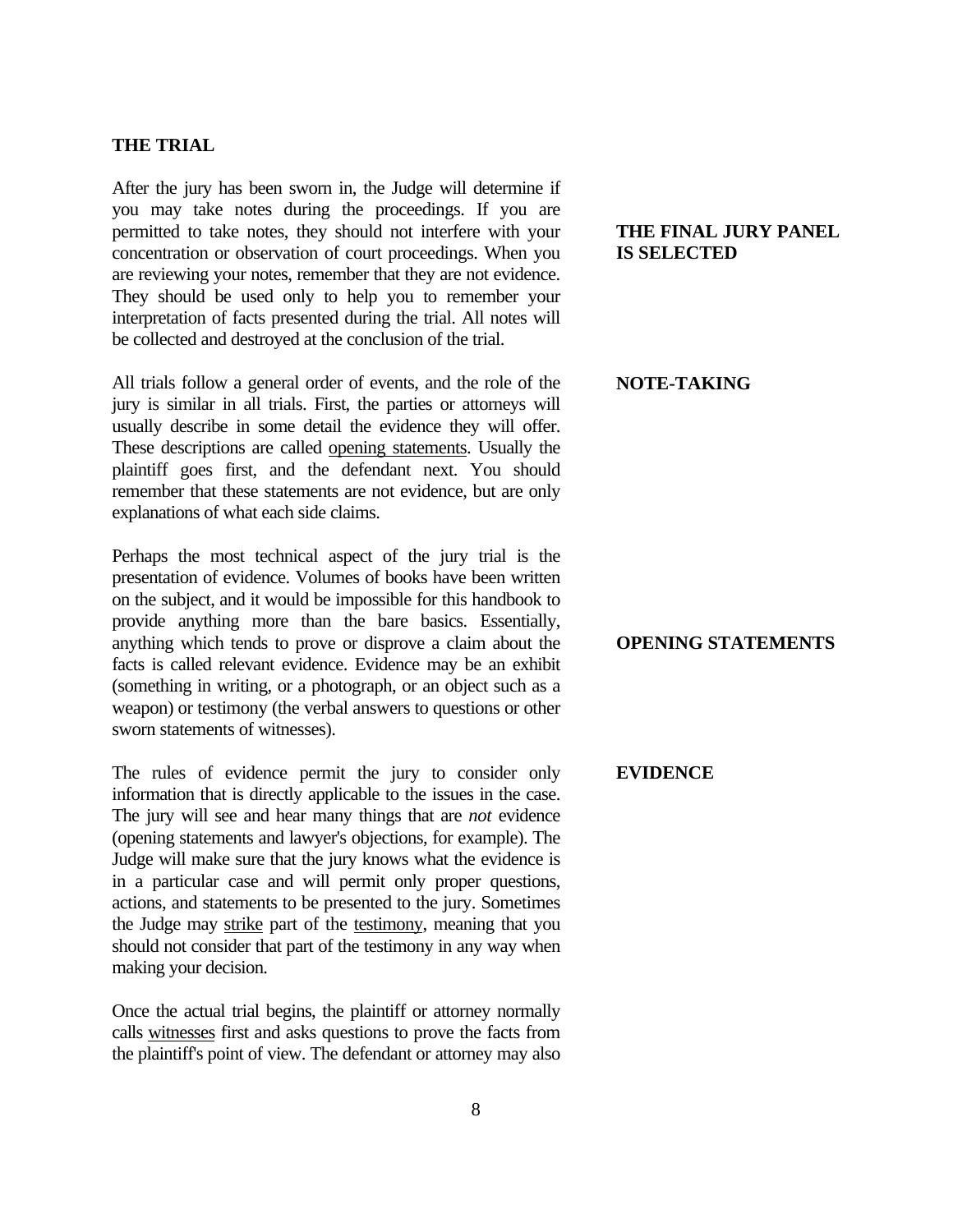## THE TRIAL

**THE FINAL JURY PANEL IS SELECTED**

After the jury has been sworn in, the Judge will determine if you may take notes during the proceedings. If you are permitted to take notes, they should not interfere with your concentration or observation of court proceedings. When you are reviewing your notes, remember that they are not evidence. They should be used only to help you to remember your interpretation of facts presented during the trial. All notes will be collected and destroyed at the conclusion of the trial.

**NOTE-TAKING**

All trials follow a general order of events, and the role of the jury is similar in all trials. First, the parties or attorneys will usually describe in some detail the evidence they will offer. These descriptions are called <u>opening statements</u>. Usually the plaintiff goes first, and the defendant next. You should remember that these statements are not evidence, but are only explanations of what each side claims.

**OPENING STATEMENTS**

Perhaps the most technical aspect of the jury trial is the presentation of evidence. Volumes of books have been written on the subject, and it would be impossible for this handbook to provide anything more than the bare basics. Essentially, anything which tends to prove or disprove a claim about the facts is called relevant evidence. Evidence may be an exhibit (something in writing, or a photograph, or an object such as a weapon) or testimony (the verbal answers to questions or other sworn statements of witnesses).

**EVIDENCE**

The rules of evidence permit the jury to consider only information that is directly applicable to the issues in the case. The jury will see and hear many things that are *not* evidence (opening statements and lawyer's objections, for example). The Judge will make sure that the jury knows what the evidence is in a particular case and will permit only proper questions, actions, and statements to be presented to the jury. Sometimes the Judge may <u>strike</u> part of the <u>testimony</u>, meaning that you should not consider that part of the testimony in any way when making your decision.

Once the actual trial begins, the plaintiff or attorney normally calls <u>witnesses</u> first and asks questions to prove the facts from the plaintiff's point of view. The defendant or attorney may also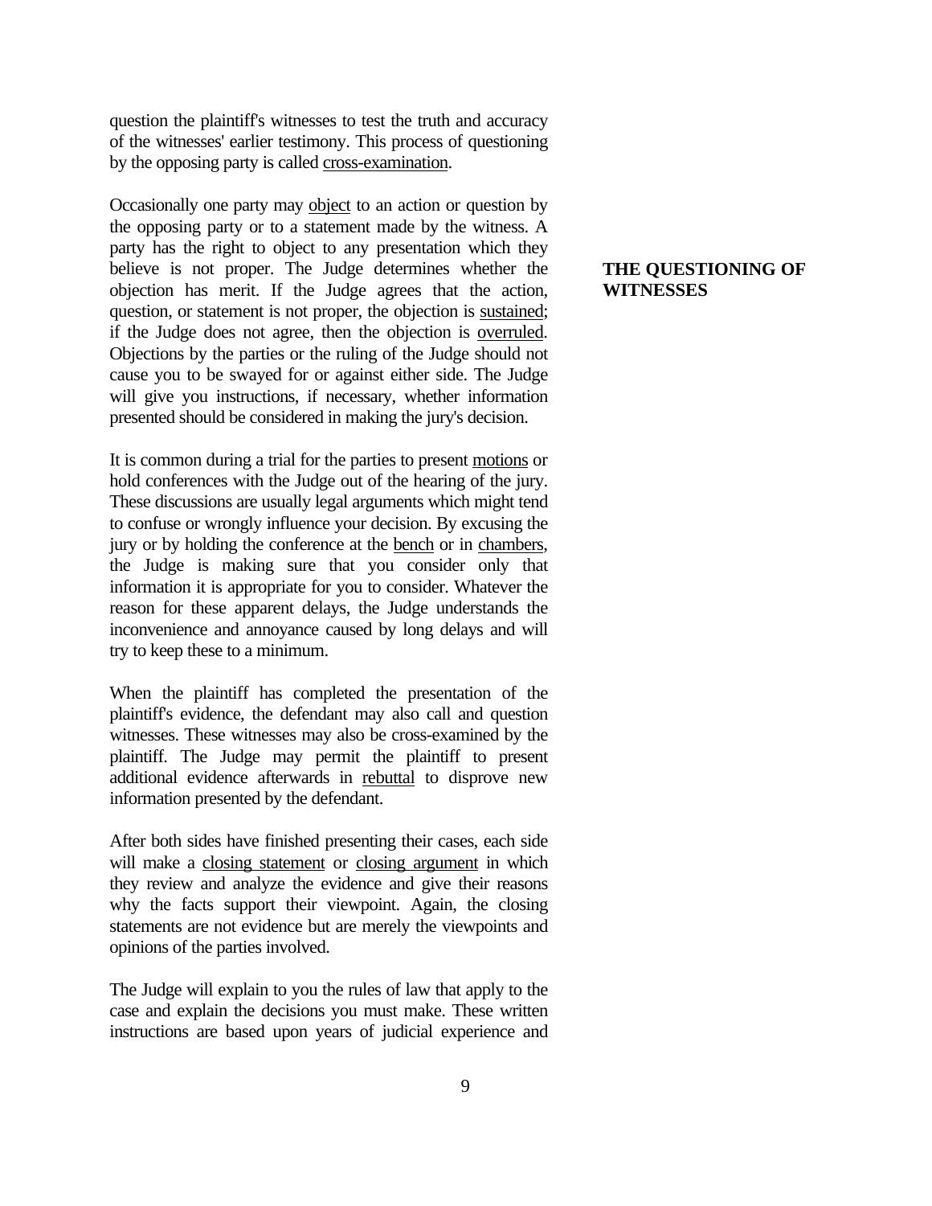question the plaintiff's witnesses to test the truth and accuracy of the witnesses' earlier testimony. This process of questioning by the opposing party is called cross-examination.

**THE QUESTIONING OF WITNESSES**

Occasionally one party may object to an action or question by the opposing party or to a statement made by the witness. A party has the right to object to any presentation which they believe is not proper. The Judge determines whether the objection has merit. If the Judge agrees that the action, question, or statement is not proper, the objection is sustained; if the Judge does not agree, then the objection is overruled. Objections by the parties or the ruling of the Judge should not cause you to be swayed for or against either side. The Judge will give you instructions, if necessary, whether information presented should be considered in making the jury's decision.

It is common during a trial for the parties to present motions or hold conferences with the Judge out of the hearing of the jury. These discussions are usually legal arguments which might tend to confuse or wrongly influence your decision. By excusing the jury or by holding the conference at the bench or in chambers, the Judge is making sure that you consider only that information it is appropriate for you to consider. Whatever the reason for these apparent delays, the Judge understands the inconvenience and annoyance caused by long delays and will try to keep these to a minimum.

When the plaintiff has completed the presentation of the plaintiff's evidence, the defendant may also call and question witnesses. These witnesses may also be cross-examined by the plaintiff. The Judge may permit the plaintiff to present additional evidence afterwards in rebuttal to disprove new information presented by the defendant.

After both sides have finished presenting their cases, each side will make a closing statement or closing argument in which they review and analyze the evidence and give their reasons why the facts support their viewpoint. Again, the closing statements are not evidence but are merely the viewpoints and opinions of the parties involved.

The Judge will explain to you the rules of law that apply to the case and explain the decisions you must make. These written instructions are based upon years of judicial experience and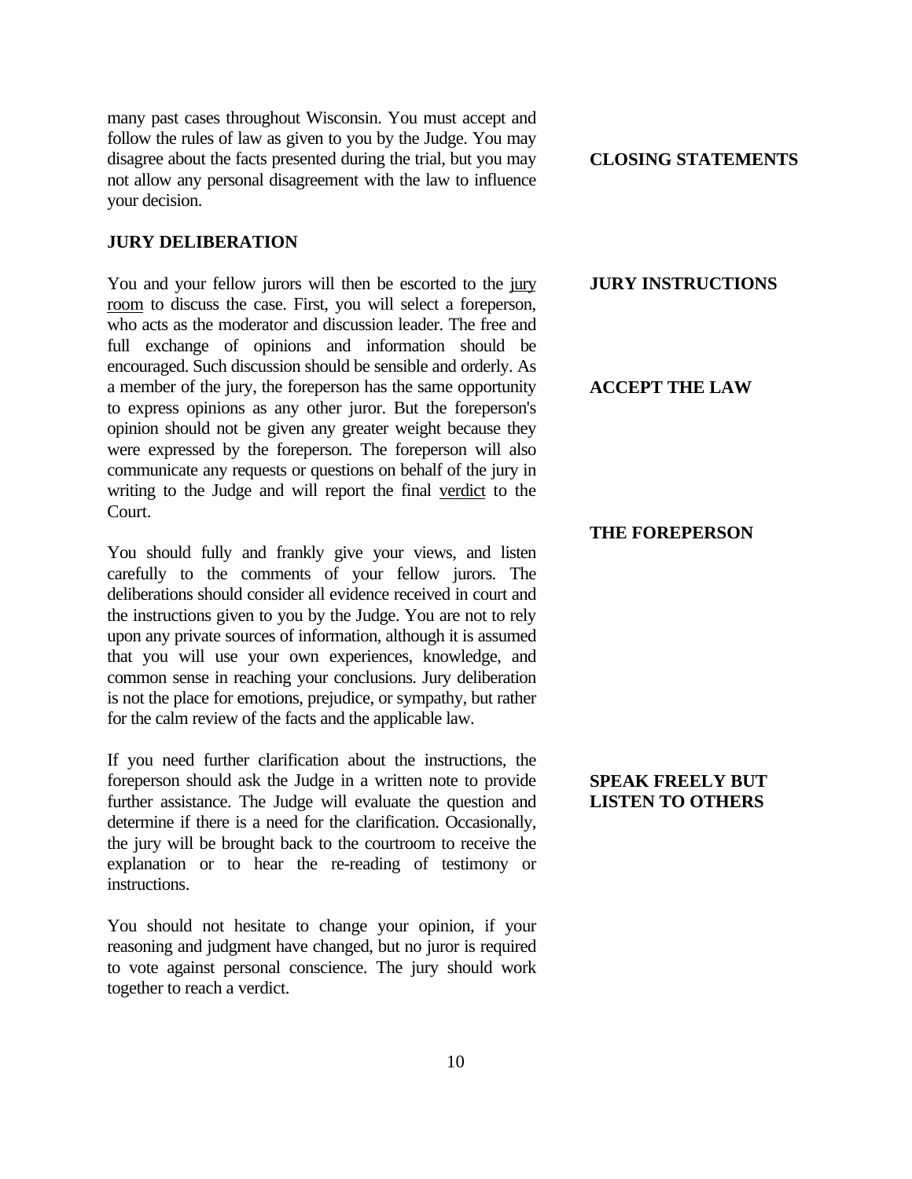many past cases throughout Wisconsin. You must accept and follow the rules of law as given to you by the Judge. You may disagree about the facts presented during the trial, but you may not allow any personal disagreement with the law to influence your decision.

**CLOSING STATEMENTS**

**JURY INSTRUCTIONS**

**ACCEPT THE LAW**

## JURY DELIBERATION

**THE FOREPERSON**

You and your fellow jurors will then be escorted to the jury room to discuss the case. First, you will select a foreperson, who acts as the moderator and discussion leader. The free and full exchange of opinions and information should be encouraged. Such discussion should be sensible and orderly. As a member of the jury, the foreperson has the same opportunity to express opinions as any other juror. But the foreperson's opinion should not be given any greater weight because they were expressed by the foreperson. The foreperson will also communicate any requests or questions on behalf of the jury in writing to the Judge and will report the final verdict to the Court.

**SPEAK FREELY BUT LISTEN TO OTHERS**

You should fully and frankly give your views, and listen carefully to the comments of your fellow jurors. The deliberations should consider all evidence received in court and the instructions given to you by the Judge. You are not to rely upon any private sources of information, although it is assumed that you will use your own experiences, knowledge, and common sense in reaching your conclusions. Jury deliberation is not the place for emotions, prejudice, or sympathy, but rather for the calm review of the facts and the applicable law.

If you need further clarification about the instructions, the foreperson should ask the Judge in a written note to provide further assistance. The Judge will evaluate the question and determine if there is a need for the clarification. Occasionally, the jury will be brought back to the courtroom to receive the explanation or to hear the re-reading of testimony or instructions.

You should not hesitate to change your opinion, if your reasoning and judgment have changed, but no juror is required to vote against personal conscience. The jury should work together to reach a verdict.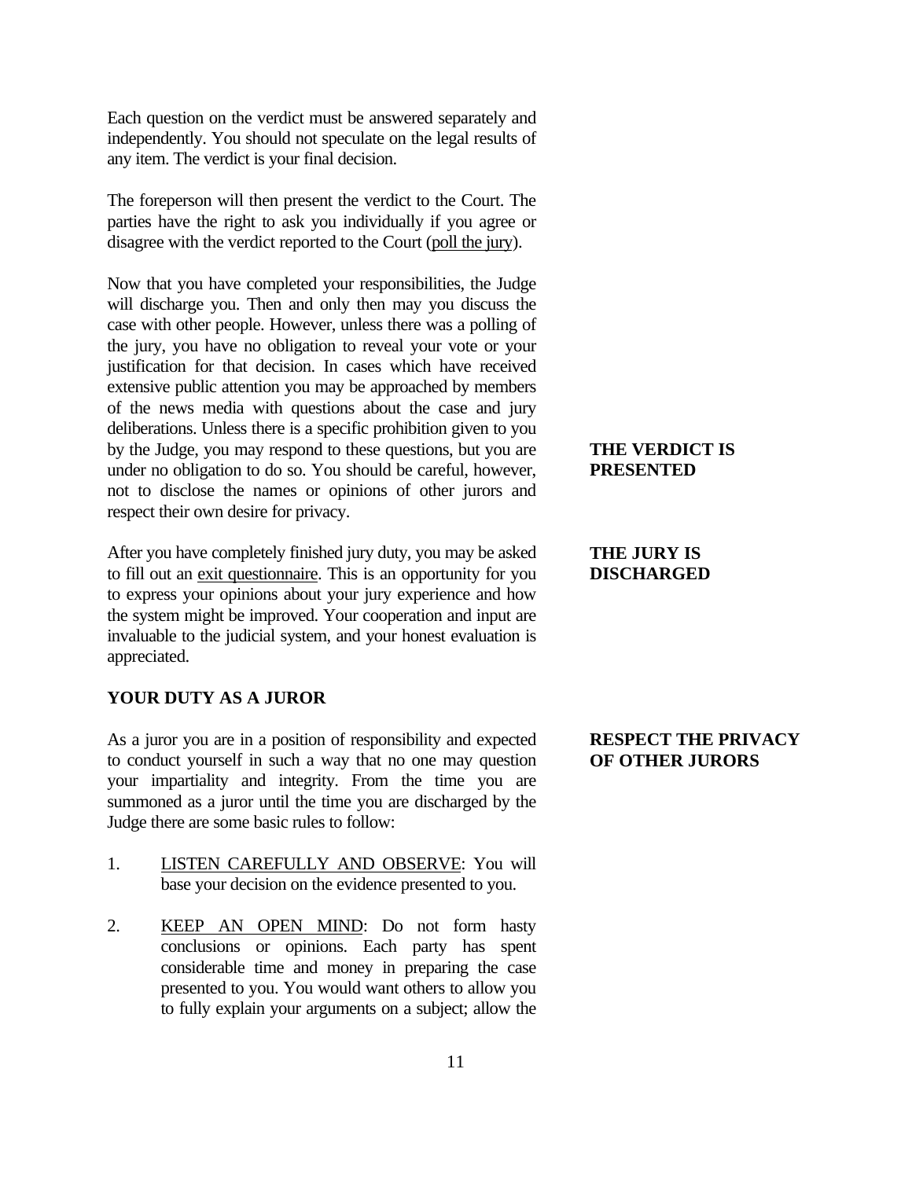Each question on the verdict must be answered separately and independently. You should not speculate on the legal results of any item. The verdict is your final decision.

**THE VERDICT IS PRESENTED**

The foreperson will then present the verdict to the Court. The parties have the right to ask you individually if you agree or disagree with the verdict reported to the Court (poll the jury).

**THE JURY IS DISCHARGED**

Now that you have completed your responsibilities, the Judge will discharge you. Then and only then may you discuss the case with other people. However, unless there was a polling of the jury, you have no obligation to reveal your vote or your justification for that decision. In cases which have received extensive public attention you may be approached by members of the news media with questions about the case and jury deliberations. Unless there is a specific prohibition given to you by the Judge, you may respond to these questions, but you are under no obligation to do so. You should be careful, however, not to disclose the names or opinions of other jurors and respect their own desire for privacy.

**RESPECT THE PRIVACY OF OTHER JURORS**

After you have completely finished jury duty, you may be asked to fill out an exit questionnaire. This is an opportunity for you to express your opinions about your jury experience and how the system might be improved. Your cooperation and input are invaluable to the judicial system, and your honest evaluation is appreciated.

## YOUR DUTY AS A JUROR

As a juror you are in a position of responsibility and expected to conduct yourself in such a way that no one may question your impartiality and integrity. From the time you are summoned as a juror until the time you are discharged by the Judge there are some basic rules to follow:

1. LISTEN CAREFULLY AND OBSERVE: You will base your decision on the evidence presented to you.

2. KEEP AN OPEN MIND: Do not form hasty conclusions or opinions. Each party has spent considerable time and money in preparing the case presented to you. You would want others to allow you to fully explain your arguments on a subject; allow the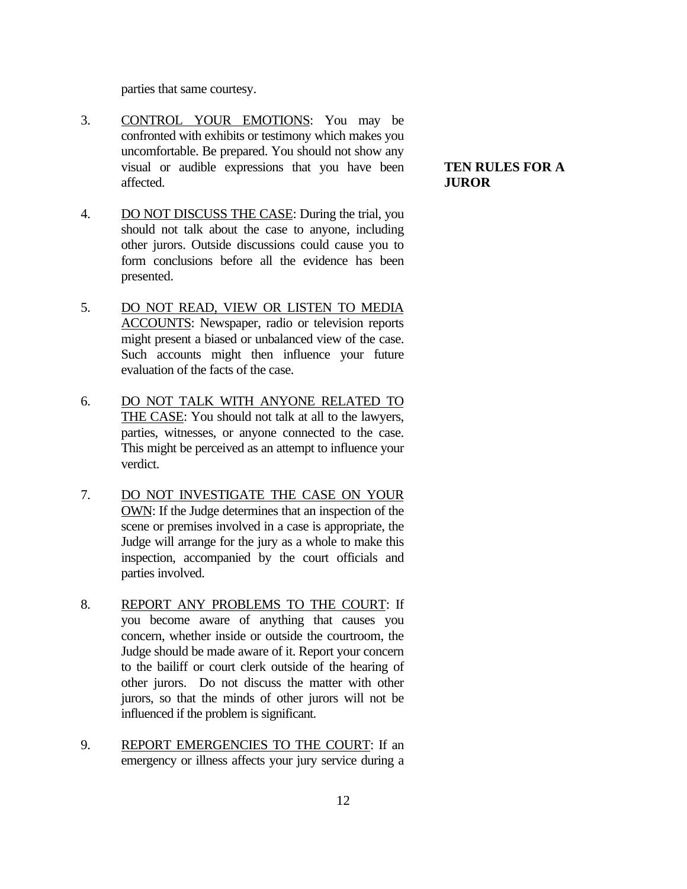parties that same courtesy.

**TEN RULES FOR A JUROR**

3. CONTROL YOUR EMOTIONS: You may be confronted with exhibits or testimony which makes you uncomfortable. Be prepared. You should not show any visual or audible expressions that you have been affected.

4. DO NOT DISCUSS THE CASE: During the trial, you should not talk about the case to anyone, including other jurors. Outside discussions could cause you to form conclusions before all the evidence has been presented.

5. DO NOT READ, VIEW OR LISTEN TO MEDIA ACCOUNTS: Newspaper, radio or television reports might present a biased or unbalanced view of the case. Such accounts might then influence your future evaluation of the facts of the case.

6. DO NOT TALK WITH ANYONE RELATED TO THE CASE: You should not talk at all to the lawyers, parties, witnesses, or anyone connected to the case. This might be perceived as an attempt to influence your verdict.

7. DO NOT INVESTIGATE THE CASE ON YOUR OWN: If the Judge determines that an inspection of the scene or premises involved in a case is appropriate, the Judge will arrange for the jury as a whole to make this inspection, accompanied by the court officials and parties involved.

8. REPORT ANY PROBLEMS TO THE COURT: If you become aware of anything that causes you concern, whether inside or outside the courtroom, the Judge should be made aware of it. Report your concern to the bailiff or court clerk outside of the hearing of other jurors. Do not discuss the matter with other jurors, so that the minds of other jurors will not be influenced if the problem is significant.

9. REPORT EMERGENCIES TO THE COURT: If an emergency or illness affects your jury service during a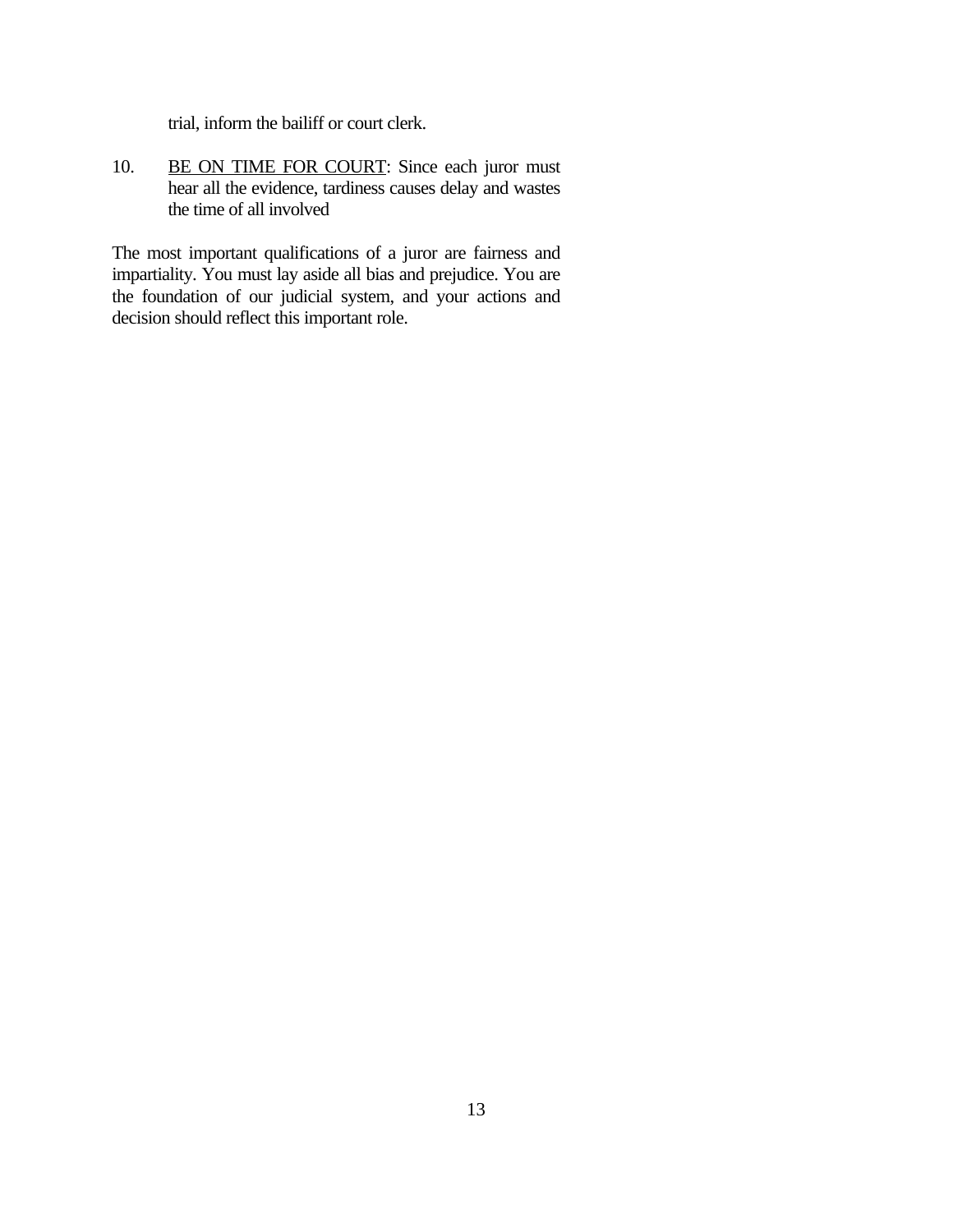trial, inform the bailiff or court clerk.

10. <u>BE ON TIME FOR COURT</u>: Since each juror must hear all the evidence, tardiness causes delay and wastes the time of all involved

The most important qualifications of a juror are fairness and impartiality. You must lay aside all bias and prejudice. You are the foundation of our judicial system, and your actions and decision should reflect this important role.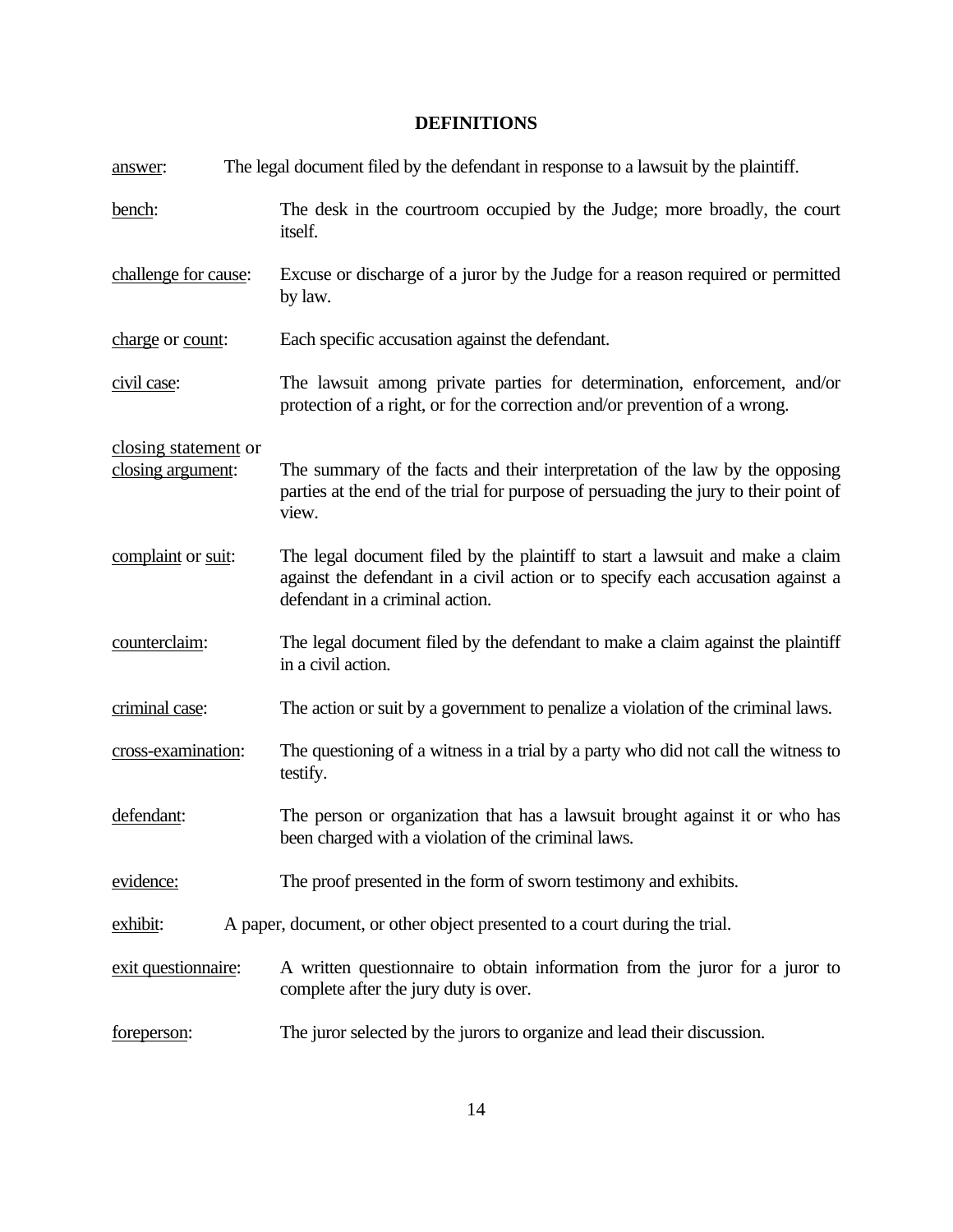## DEFINITIONS

<u>answer</u>: The legal document filed by the defendant in response to a lawsuit by the plaintiff.

<u>bench</u>: The desk in the courtroom occupied by the Judge; more broadly, the court itself.

<u>challenge for cause</u>: Excuse or discharge of a juror by the Judge for a reason required or permitted by law.

<u>charge</u> or <u>count</u>: Each specific accusation against the defendant.

<u>civil case</u>: The lawsuit among private parties for determination, enforcement, and/or protection of a right, or for the correction and/or prevention of a wrong.

<u>closing statement</u> or <u>closing argument</u>: The summary of the facts and their interpretation of the law by the opposing parties at the end of the trial for purpose of persuading the jury to their point of view.

<u>complaint</u> or <u>suit</u>: The legal document filed by the plaintiff to start a lawsuit and make a claim against the defendant in a civil action or to specify each accusation against a defendant in a criminal action.

<u>counterclaim</u>: The legal document filed by the defendant to make a claim against the plaintiff in a civil action.

<u>criminal case</u>: The action or suit by a government to penalize a violation of the criminal laws.

<u>cross-examination</u>: The questioning of a witness in a trial by a party who did not call the witness to testify.

<u>defendant</u>: The person or organization that has a lawsuit brought against it or who has been charged with a violation of the criminal laws.

<u>evidence:</u> The proof presented in the form of sworn testimony and exhibits.

<u>exhibit</u>: A paper, document, or other object presented to a court during the trial.

<u>exit questionnaire</u>: A written questionnaire to obtain information from the juror for a juror to complete after the jury duty is over.

<u>foreperson</u>: The juror selected by the jurors to organize and lead their discussion.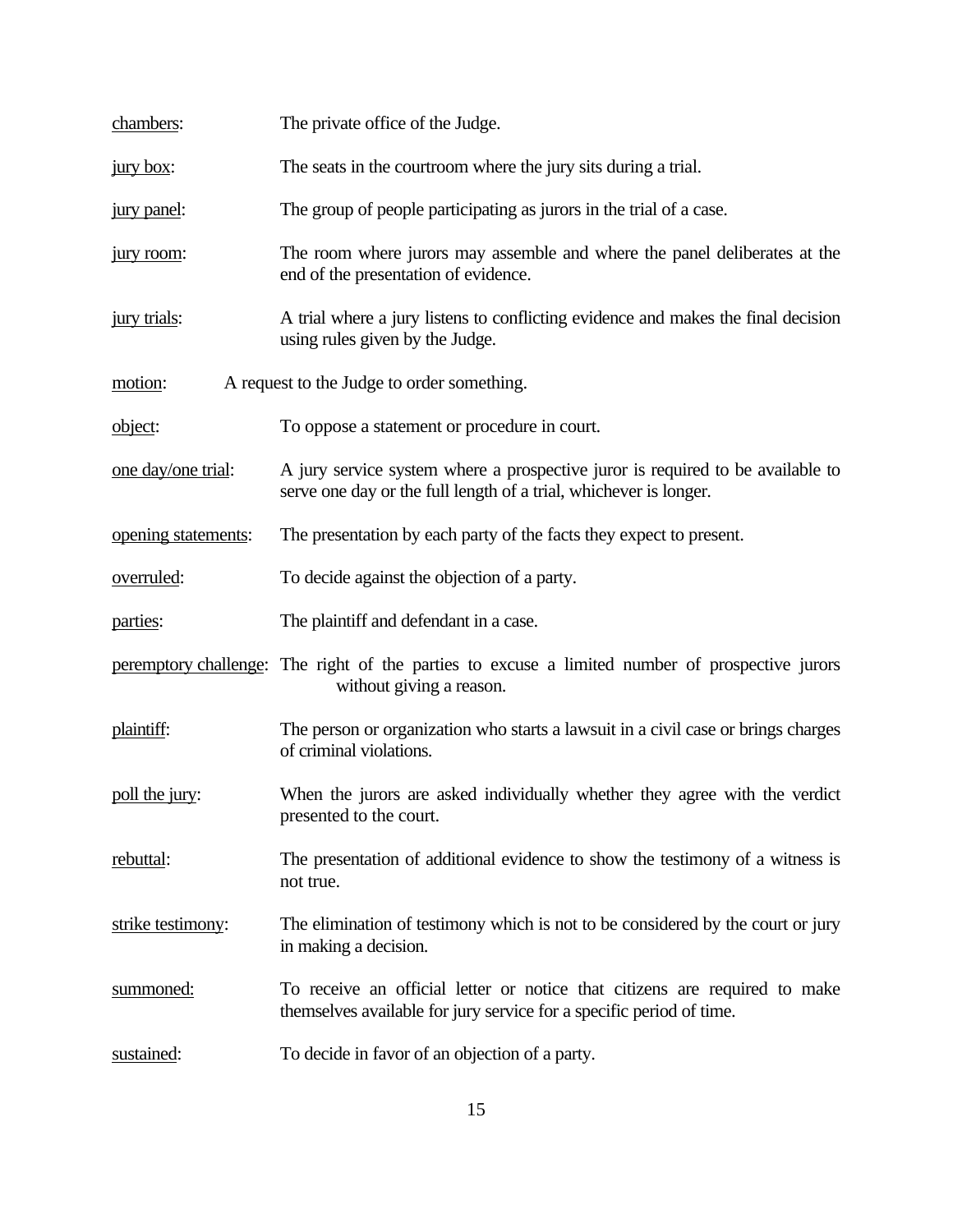<u>chambers</u>: The private office of the Judge.

<u>jury box</u>: The seats in the courtroom where the jury sits during a trial.

<u>jury panel</u>: The group of people participating as jurors in the trial of a case.

<u>jury room</u>: The room where jurors may assemble and where the panel deliberates at the end of the presentation of evidence.

<u>jury trials</u>: A trial where a jury listens to conflicting evidence and makes the final decision using rules given by the Judge.

<u>motion</u>: A request to the Judge to order something.

<u>object</u>: To oppose a statement or procedure in court.

<u>one day/one trial</u>: A jury service system where a prospective juror is required to be available to serve one day or the full length of a trial, whichever is longer.

<u>opening statements</u>: The presentation by each party of the facts they expect to present.

<u>overruled</u>: To decide against the objection of a party.

<u>parties</u>: The plaintiff and defendant in a case.

<u>peremptory challenge</u>: The right of the parties to excuse a limited number of prospective jurors without giving a reason.

<u>plaintiff</u>: The person or organization who starts a lawsuit in a civil case or brings charges of criminal violations.

<u>poll the jury</u>: When the jurors are asked individually whether they agree with the verdict presented to the court.

<u>rebuttal</u>: The presentation of additional evidence to show the testimony of a witness is not true.

<u>strike testimony</u>: The elimination of testimony which is not to be considered by the court or jury in making a decision.

<u>summoned:</u> To receive an official letter or notice that citizens are required to make themselves available for jury service for a specific period of time.

<u>sustained</u>: To decide in favor of an objection of a party.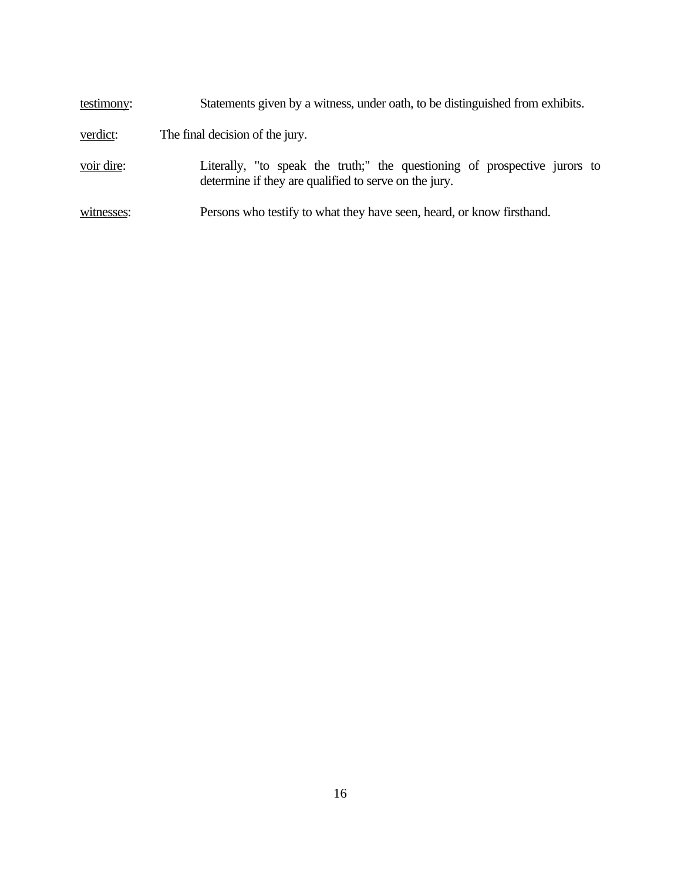<u>testimony</u>: Statements given by a witness, under oath, to be distinguished from exhibits.

<u>verdict</u>: The final decision of the jury.

<u>voir dire</u>: Literally, "to speak the truth;" the questioning of prospective jurors to determine if they are qualified to serve on the jury.

<u>witnesses</u>: Persons who testify to what they have seen, heard, or know firsthand.